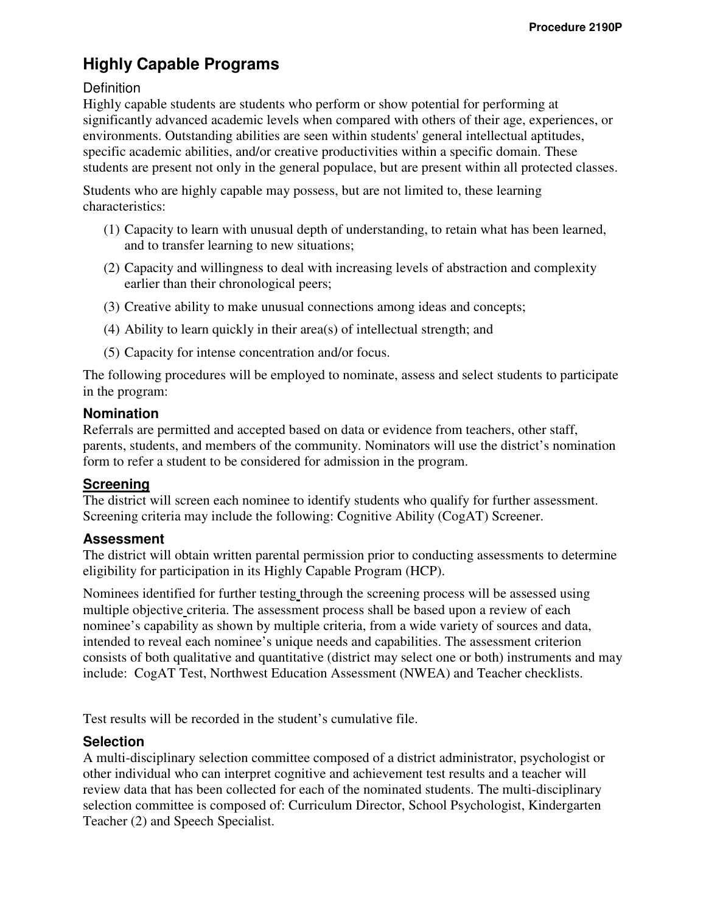# Highly Capable Programs

## Definition

Highly capable students are students who perform or show potential for performing at significantly advanced academic levels when compared with others of their age, experiences, or environments. Outstanding abilities are seen within students' general intellectual aptitudes, specific academic abilities, and/or creative productivities within a specific domain. These students are present not only in the general populace, but are present within all protected classes.

Students who are highly capable may possess, but are not limited to, these learning characteristics:

1. Capacity to learn with unusual depth of understanding, to retain what has been learned, and to transfer learning to new situations;
2. Capacity and willingness to deal with increasing levels of abstraction and complexity earlier than their chronological peers;
3. Creative ability to make unusual connections among ideas and concepts;
4. Ability to learn quickly in their area(s) of intellectual strength; and
5. Capacity for intense concentration and/or focus.

The following procedures will be employed to nominate, assess and select students to participate in the program:

### Nomination

Referrals are permitted and accepted based on data or evidence from teachers, other staff, parents, students, and members of the community. Nominators will use the district's nomination form to refer a student to be considered for admission in the program.

### Screening

The district will screen each nominee to identify students who qualify for further assessment. Screening criteria may include the following: Cognitive Ability (CogAT) Screener.

### Assessment

The district will obtain written parental permission prior to conducting assessments to determine eligibility for participation in its Highly Capable Program (HCP).

Nominees identified for further testing through the screening process will be assessed using multiple objective criteria. The assessment process shall be based upon a review of each nominee's capability as shown by multiple criteria, from a wide variety of sources and data, intended to reveal each nominee's unique needs and capabilities. The assessment criterion consists of both qualitative and quantitative (district may select one or both) instruments and may include: CogAT Test, Northwest Education Assessment (NWEA) and Teacher checklists.

Test results will be recorded in the student's cumulative file.

### Selection

A multi-disciplinary selection committee composed of a district administrator, psychologist or other individual who can interpret cognitive and achievement test results and a teacher will review data that has been collected for each of the nominated students. The multi-disciplinary selection committee is composed of: Curriculum Director, School Psychologist, Kindergarten Teacher (2) and Speech Specialist.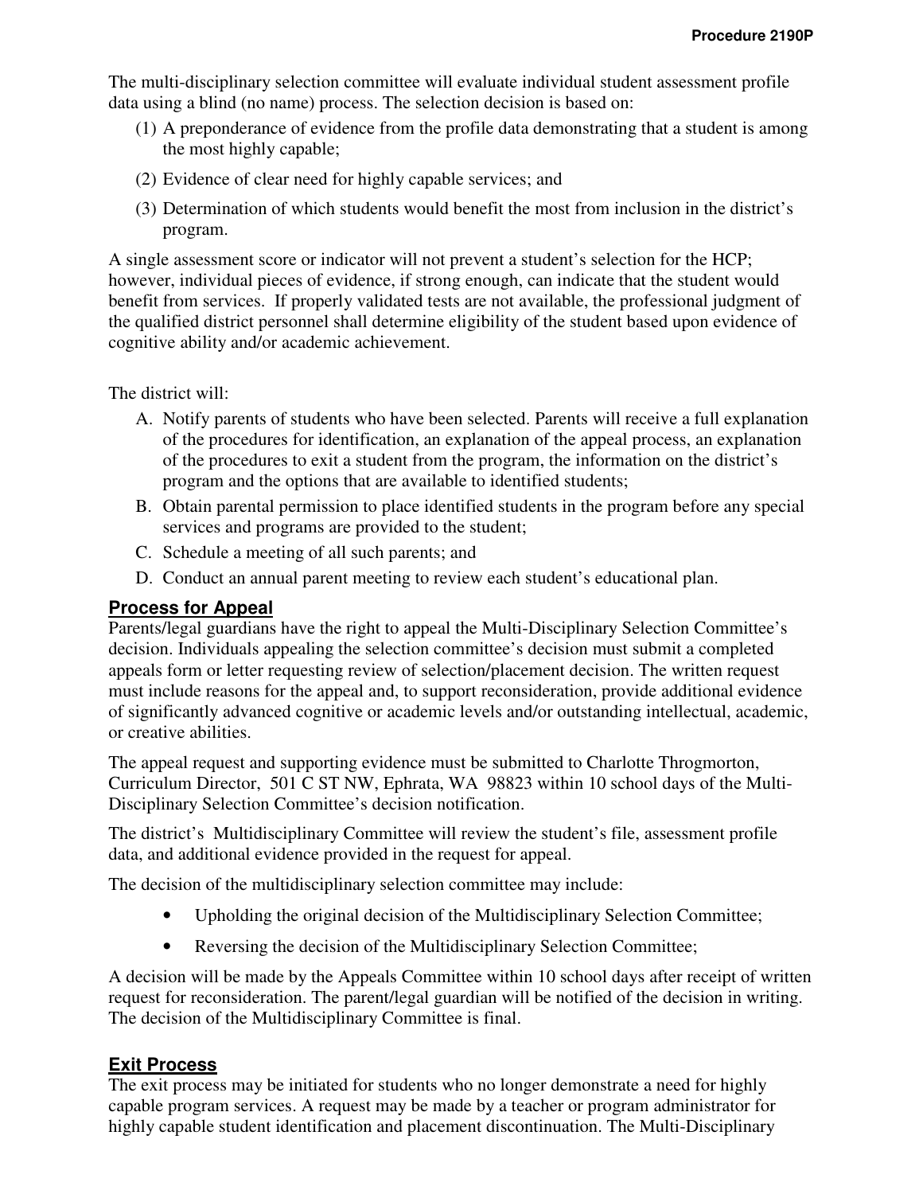The multi-disciplinary selection committee will evaluate individual student assessment profile data using a blind (no name) process. The selection decision is based on:

(1) A preponderance of evidence from the profile data demonstrating that a student is among the most highly capable;

(2) Evidence of clear need for highly capable services; and

(3) Determination of which students would benefit the most from inclusion in the district's program.

A single assessment score or indicator will not prevent a student's selection for the HCP; however, individual pieces of evidence, if strong enough, can indicate that the student would benefit from services. If properly validated tests are not available, the professional judgment of the qualified district personnel shall determine eligibility of the student based upon evidence of cognitive ability and/or academic achievement.

The district will:

A. Notify parents of students who have been selected. Parents will receive a full explanation of the procedures for identification, an explanation of the appeal process, an explanation of the procedures to exit a student from the program, the information on the district's program and the options that are available to identified students;

B. Obtain parental permission to place identified students in the program before any special services and programs are provided to the student;

C. Schedule a meeting of all such parents; and

D. Conduct an annual parent meeting to review each student's educational plan.

## Process for Appeal

Parents/legal guardians have the right to appeal the Multi-Disciplinary Selection Committee's decision. Individuals appealing the selection committee's decision must submit a completed appeals form or letter requesting review of selection/placement decision. The written request must include reasons for the appeal and, to support reconsideration, provide additional evidence of significantly advanced cognitive or academic levels and/or outstanding intellectual, academic, or creative abilities.

The appeal request and supporting evidence must be submitted to Charlotte Throgmorton, Curriculum Director, 501 C ST NW, Ephrata, WA 98823 within 10 school days of the Multi-Disciplinary Selection Committee's decision notification.

The district's Multidisciplinary Committee will review the student's file, assessment profile data, and additional evidence provided in the request for appeal.

The decision of the multidisciplinary selection committee may include:

- Upholding the original decision of the Multidisciplinary Selection Committee;
- Reversing the decision of the Multidisciplinary Selection Committee;

A decision will be made by the Appeals Committee within 10 school days after receipt of written request for reconsideration. The parent/legal guardian will be notified of the decision in writing. The decision of the Multidisciplinary Committee is final.

## Exit Process

The exit process may be initiated for students who no longer demonstrate a need for highly capable program services. A request may be made by a teacher or program administrator for highly capable student identification and placement discontinuation. The Multi-Disciplinary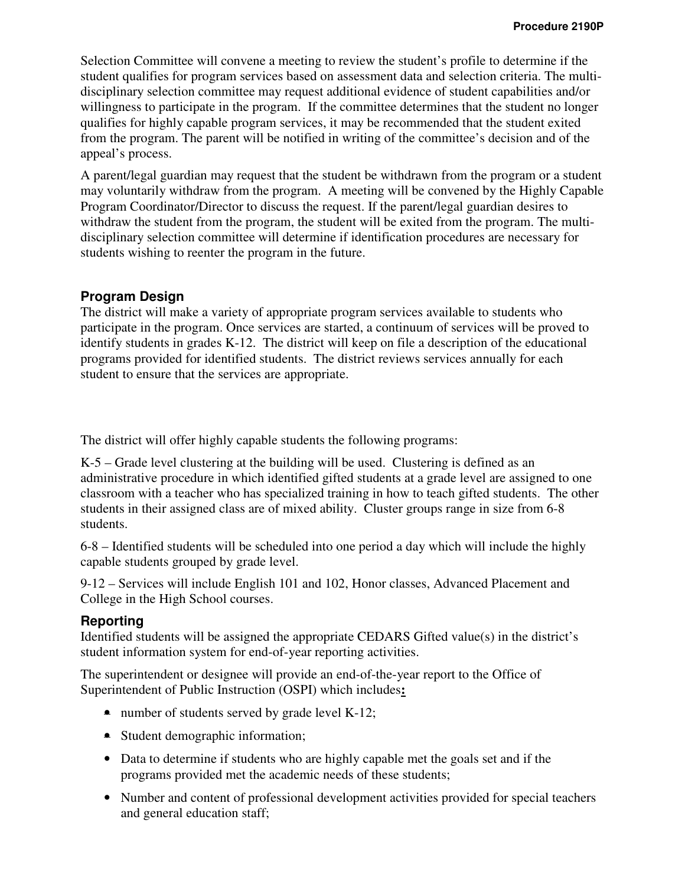Selection Committee will convene a meeting to review the student's profile to determine if the student qualifies for program services based on assessment data and selection criteria. The multi-disciplinary selection committee may request additional evidence of student capabilities and/or willingness to participate in the program. If the committee determines that the student no longer qualifies for highly capable program services, it may be recommended that the student exited from the program. The parent will be notified in writing of the committee's decision and of the appeal's process.

A parent/legal guardian may request that the student be withdrawn from the program or a student may voluntarily withdraw from the program. A meeting will be convened by the Highly Capable Program Coordinator/Director to discuss the request. If the parent/legal guardian desires to withdraw the student from the program, the student will be exited from the program. The multi-disciplinary selection committee will determine if identification procedures are necessary for students wishing to reenter the program in the future.

### Program Design

The district will make a variety of appropriate program services available to students who participate in the program. Once services are started, a continuum of services will be proved to identify students in grades K-12. The district will keep on file a description of the educational programs provided for identified students. The district reviews services annually for each student to ensure that the services are appropriate.

The district will offer highly capable students the following programs:

K-5 – Grade level clustering at the building will be used. Clustering is defined as an administrative procedure in which identified gifted students at a grade level are assigned to one classroom with a teacher who has specialized training in how to teach gifted students. The other students in their assigned class are of mixed ability. Cluster groups range in size from 6-8 students.

6-8 – Identified students will be scheduled into one period a day which will include the highly capable students grouped by grade level.

9-12 – Services will include English 101 and 102, Honor classes, Advanced Placement and College in the High School courses.

### Reporting

Identified students will be assigned the appropriate CEDARS Gifted value(s) in the district's student information system for end-of-year reporting activities.

The superintendent or designee will provide an end-of-the-year report to the Office of Superintendent of Public Instruction (OSPI) which includes**:**

- number of students served by grade level K-12;
- Student demographic information;
- Data to determine if students who are highly capable met the goals set and if the programs provided met the academic needs of these students;
- Number and content of professional development activities provided for special teachers and general education staff;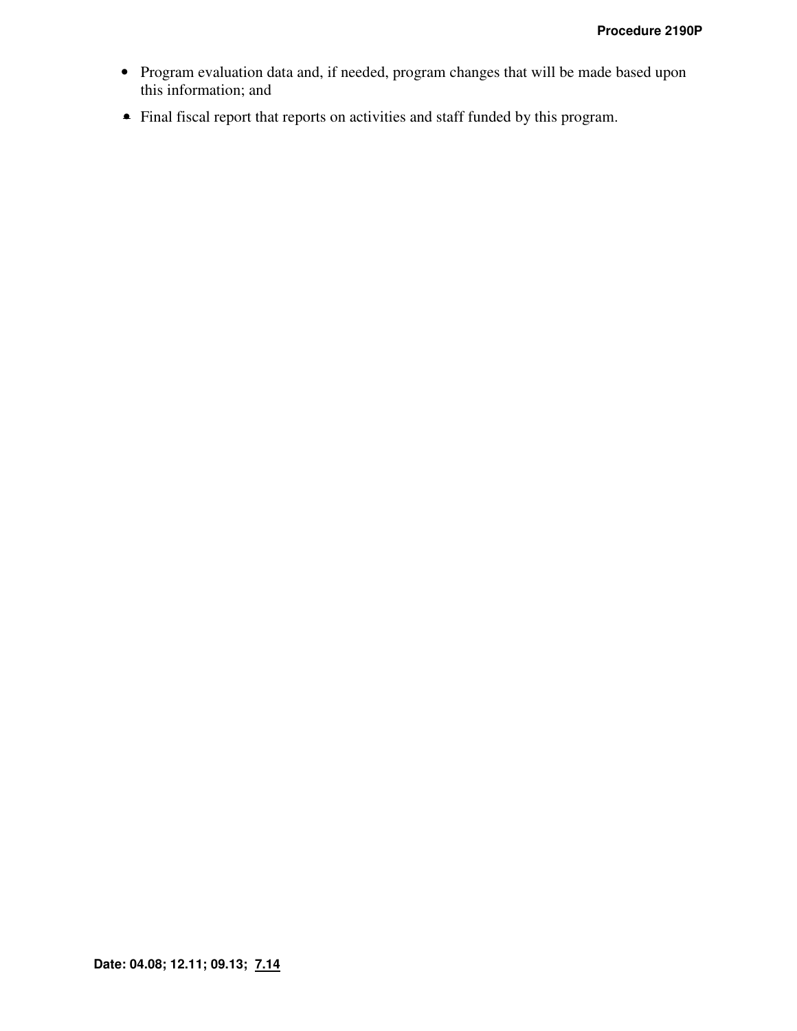- Program evaluation data and, if needed, program changes that will be made based upon this information; and
- Final fiscal report that reports on activities and staff funded by this program.

**Date: 04.08; 12.11; 09.13; 7.14**